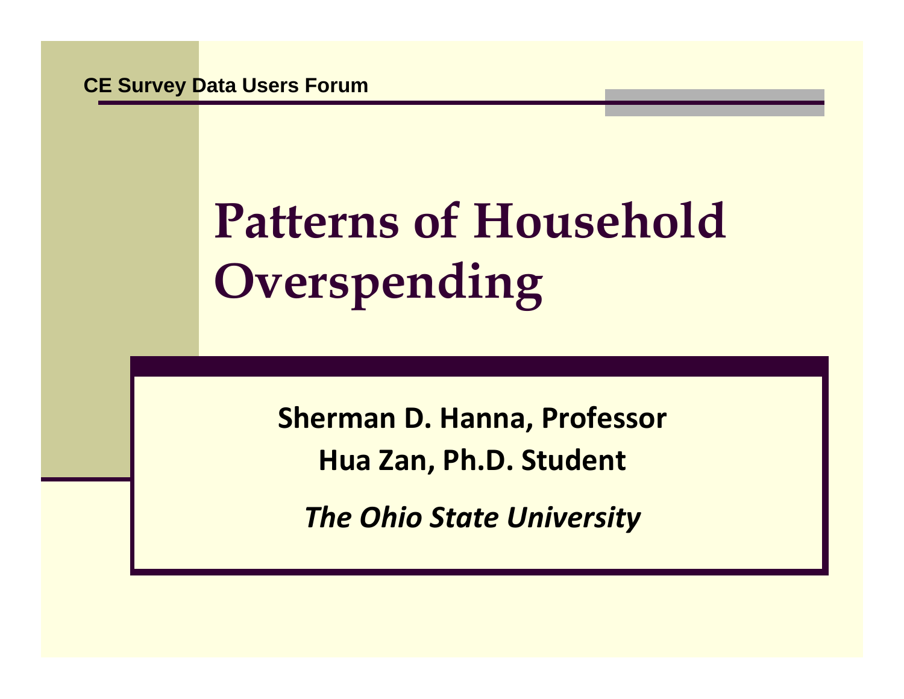CE Survey Data Users Forum

# Patterns of Household Overspending

**Sherman D. Hanna, Professor**

**Hua Zan, Ph.D. Student**

***The Ohio State University***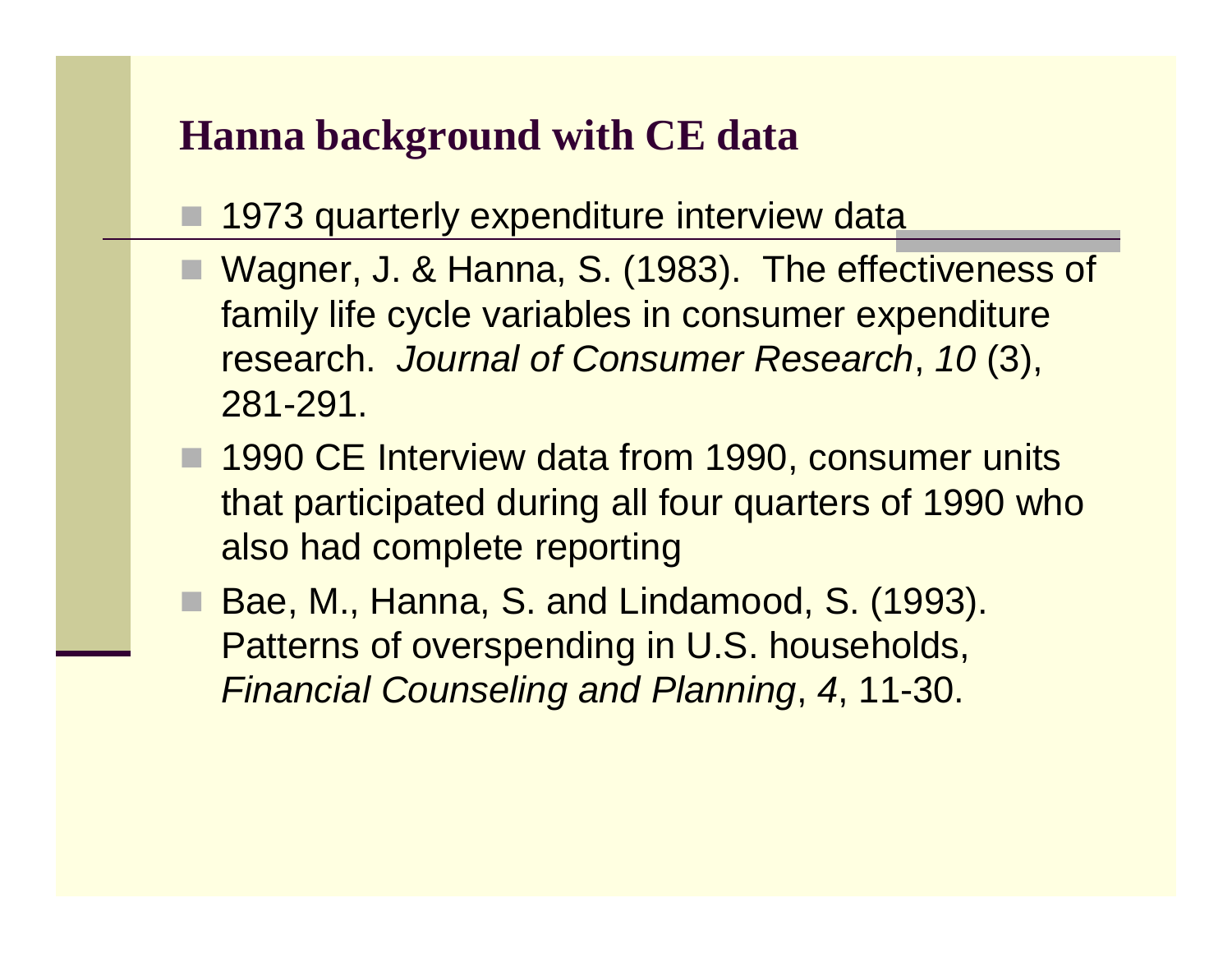## Hanna background with CE data

- 1973 quarterly expenditure interview data
- Wagner, J. & Hanna, S. (1983). The effectiveness of family life cycle variables in consumer expenditure research. *Journal of Consumer Research*, *10* (3), 281-291.
- 1990 CE Interview data from 1990, consumer units that participated during all four quarters of 1990 who also had complete reporting
- Bae, M., Hanna, S. and Lindamood, S. (1993). Patterns of overspending in U.S. households, *Financial Counseling and Planning*, *4*, 11-30.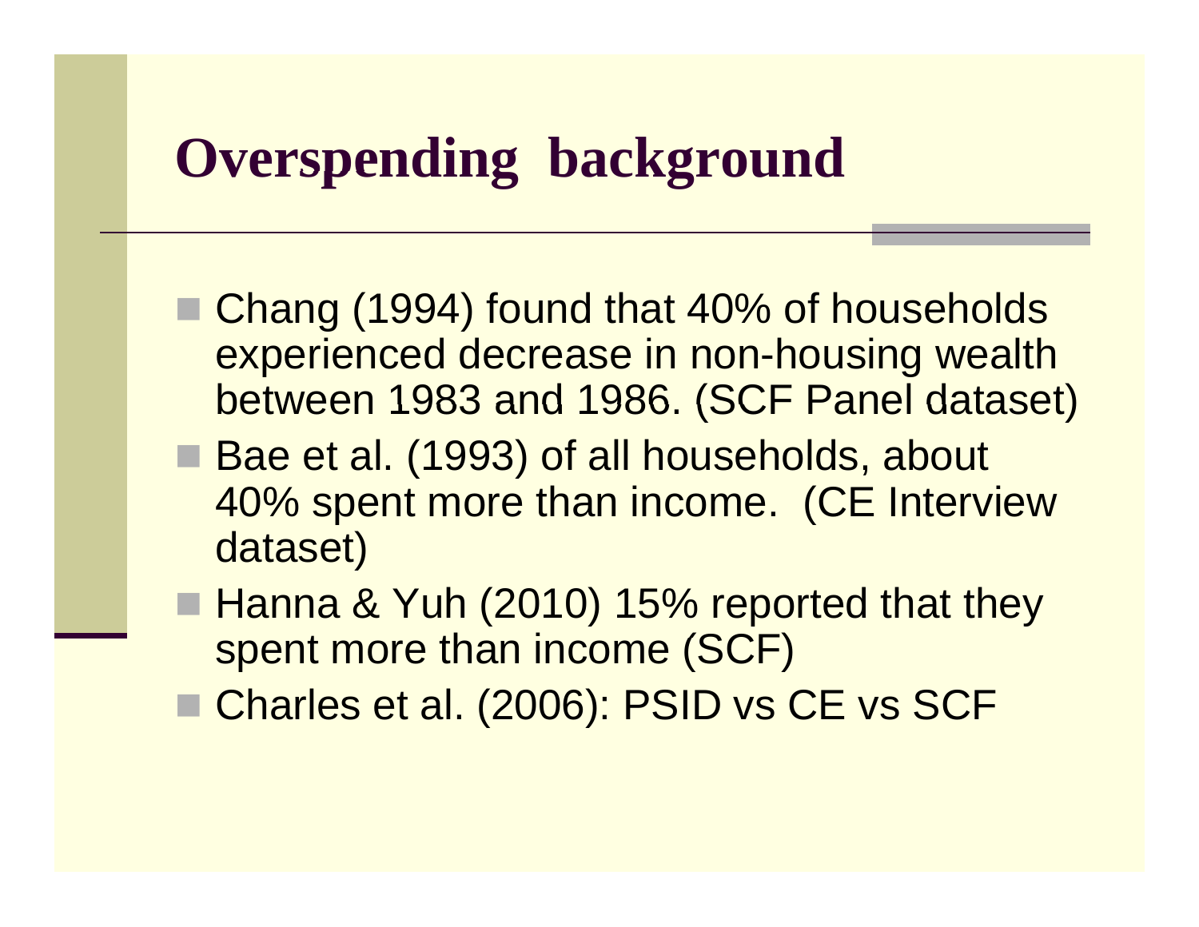# Overspending background

- Chang (1994) found that 40% of households experienced decrease in non-housing wealth between 1983 and 1986. (SCF Panel dataset)
- Bae et al. (1993) of all households, about 40% spent more than income. (CE Interview dataset)
- Hanna & Yuh (2010) 15% reported that they spent more than income (SCF)
- Charles et al. (2006): PSID vs CE vs SCF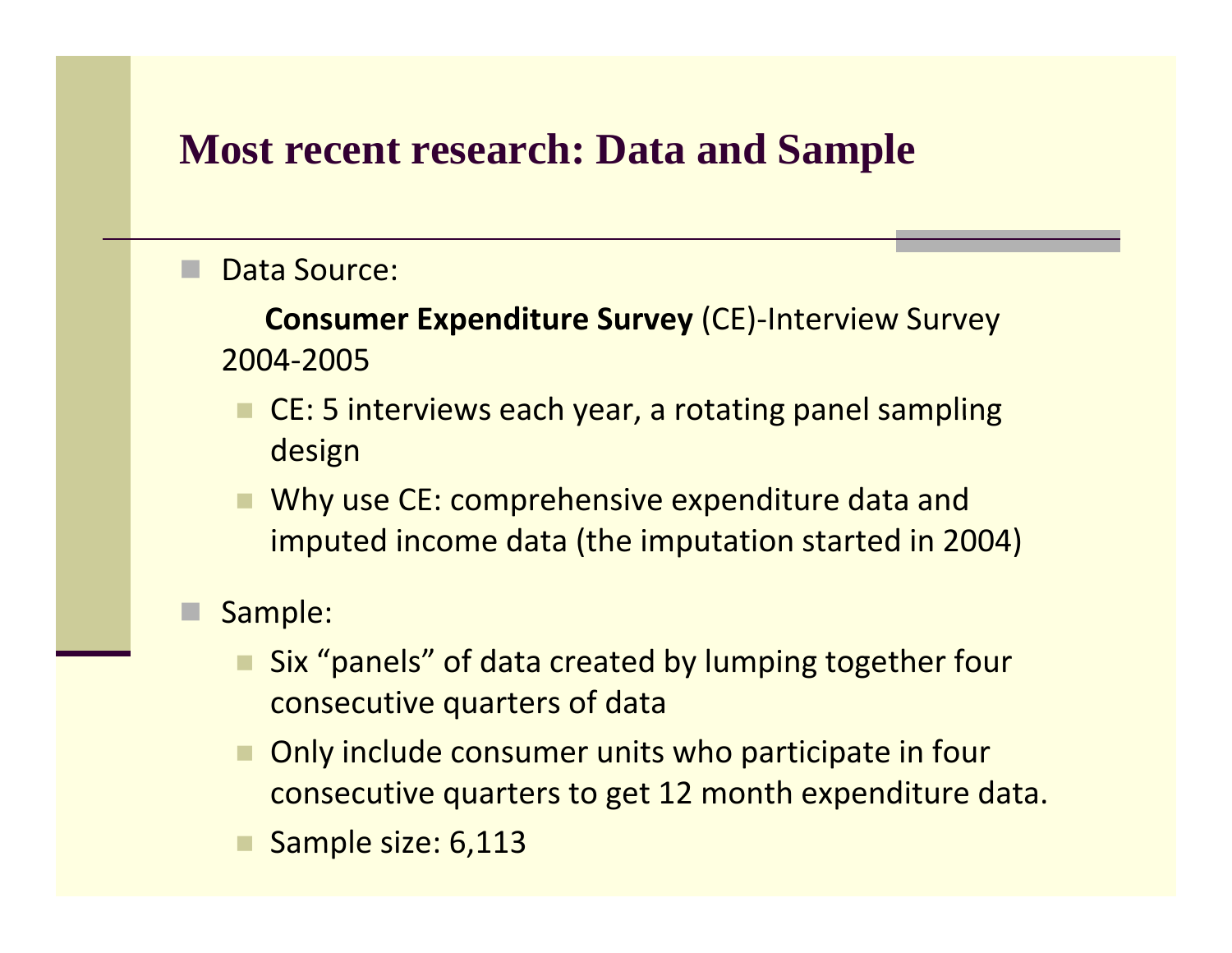# Most recent research: Data and Sample

- Data Source:

  **Consumer Expenditure Survey** (CE)-Interview Survey 2004-2005

  - CE: 5 interviews each year, a rotating panel sampling design
  - Why use CE: comprehensive expenditure data and imputed income data (the imputation started in 2004)

- Sample:
  - Six "panels" of data created by lumping together four consecutive quarters of data
  - Only include consumer units who participate in four consecutive quarters to get 12 month expenditure data.
  - Sample size: 6,113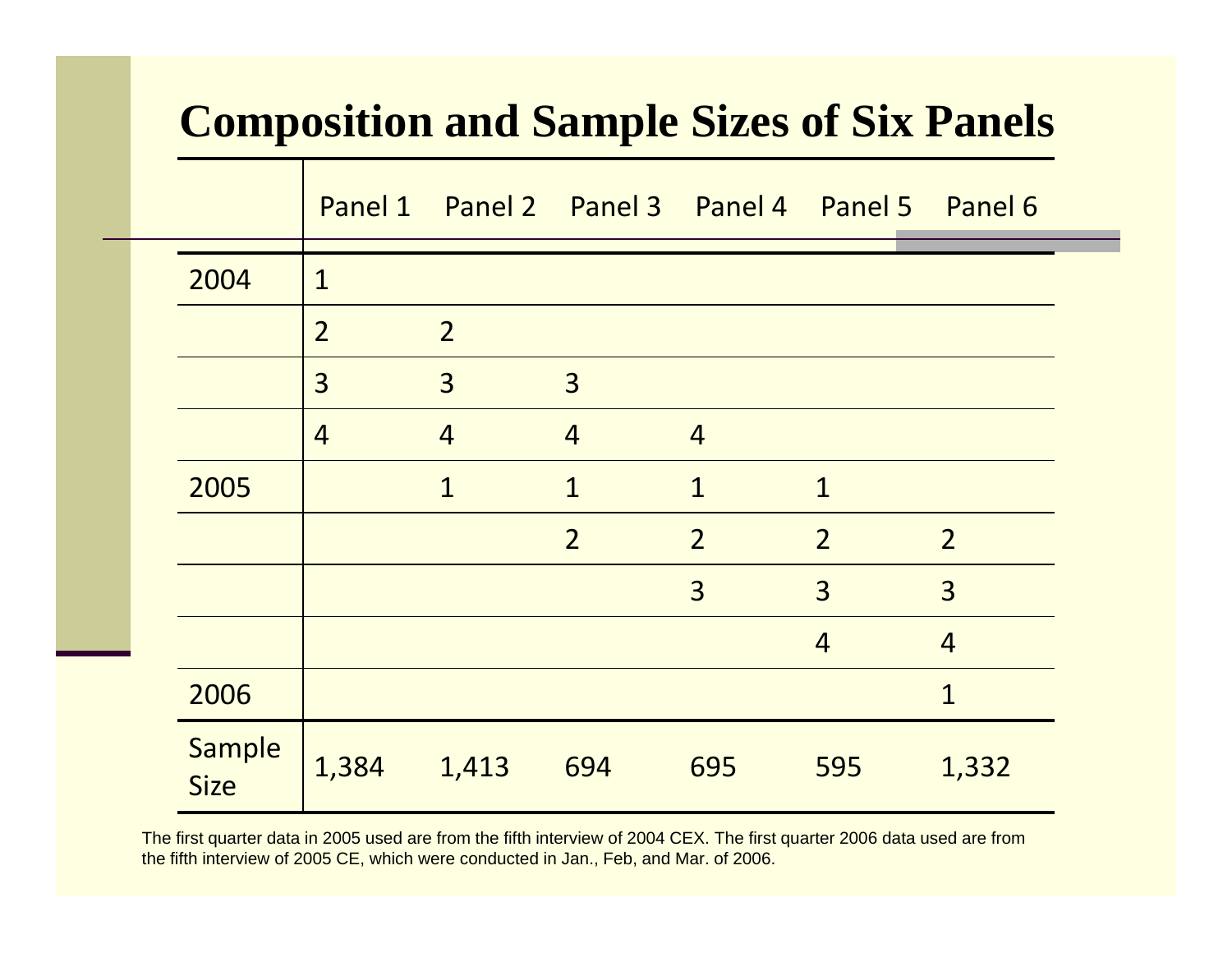# Composition and Sample Sizes of Six Panels

| | Panel 1 | Panel 2 | Panel 3 | Panel 4 | Panel 5 | Panel 6 |
|---|---|---|---|---|---|---|
| 2004 | 1 | | | | | |
| | 2 | 2 | | | | |
| | 3 | 3 | 3 | | | |
| | 4 | 4 | 4 | 4 | | |
| 2005 | | 1 | 1 | 1 | 1 | |
| | | | 2 | 2 | 2 | 2 |
| | | | | 3 | 3 | 3 |
| | | | | | 4 | 4 |
| 2006 | | | | | | 1 |
| Sample Size | 1,384 | 1,413 | 694 | 695 | 595 | 1,332 |

The first quarter data in 2005 used are from the fifth interview of 2004 CEX. The first quarter 2006 data used are from the fifth interview of 2005 CE, which were conducted in Jan., Feb, and Mar. of 2006.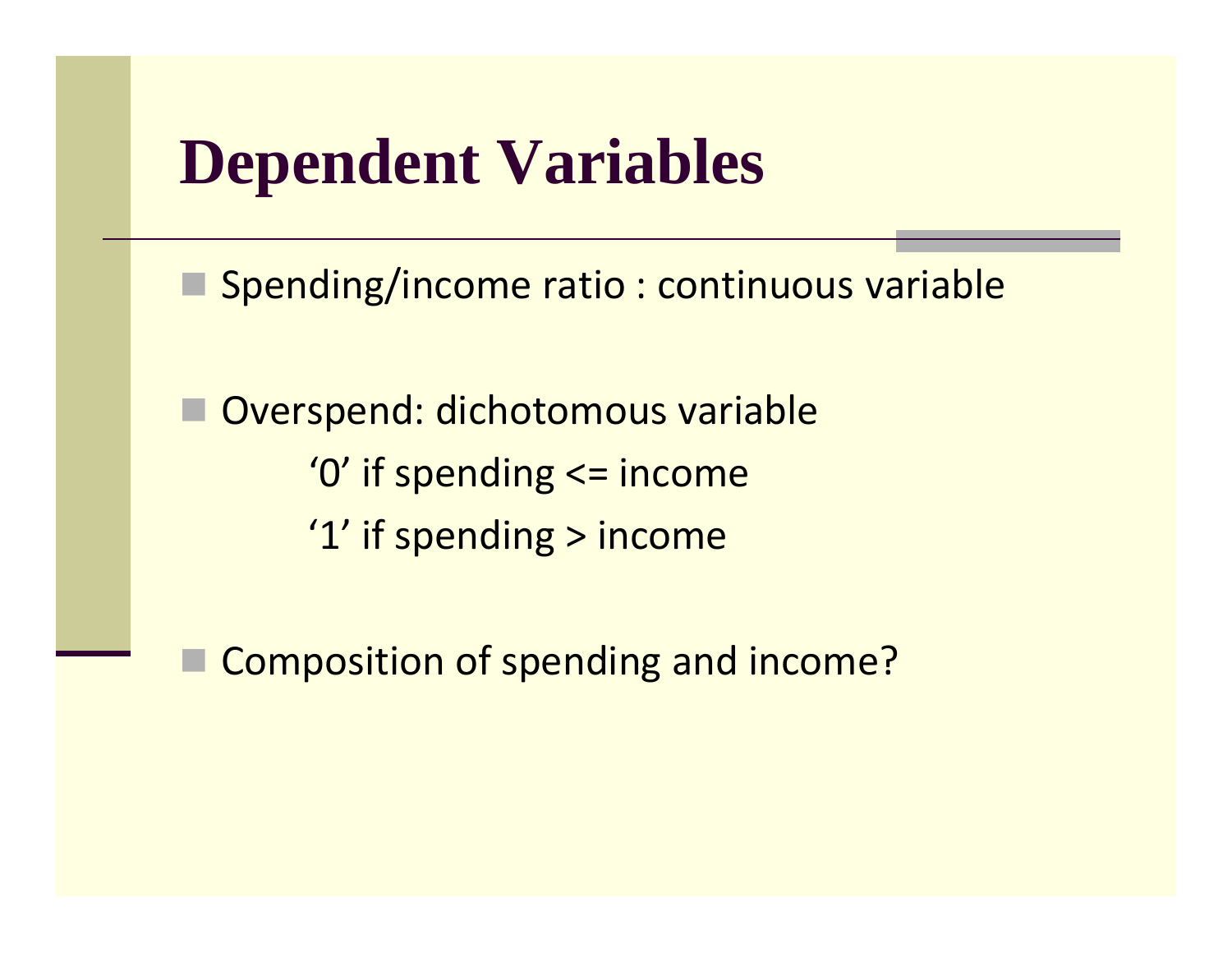# Dependent Variables

- Spending/income ratio : continuous variable

- Overspend: dichotomous variable
  - ‘0’ if spending <= income
  - ‘1’ if spending > income

- Composition of spending and income?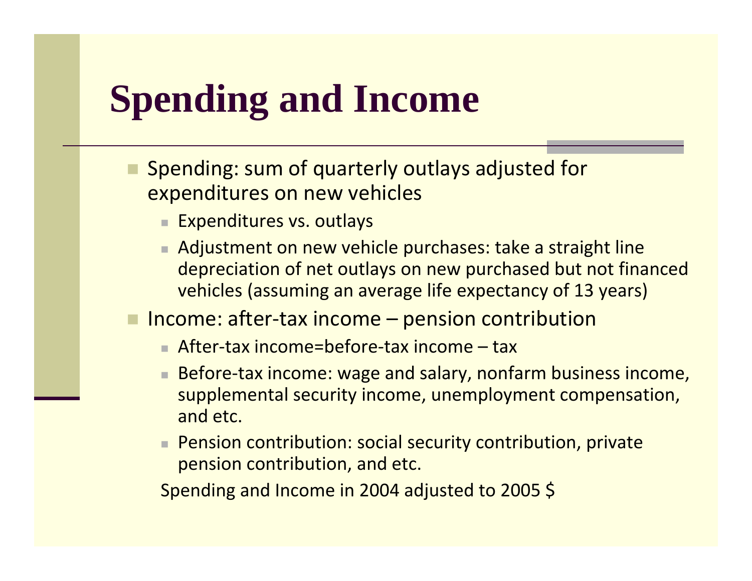# Spending and Income

- Spending: sum of quarterly outlays adjusted for expenditures on new vehicles
  - Expenditures vs. outlays
  - Adjustment on new vehicle purchases: take a straight line depreciation of net outlays on new purchased but not financed vehicles (assuming an average life expectancy of 13 years)
- Income: after-tax income – pension contribution
  - After-tax income=before-tax income – tax
  - Before-tax income: wage and salary, nonfarm business income, supplemental security income, unemployment compensation, and etc.
  - Pension contribution: social security contribution, private pension contribution, and etc.

Spending and Income in 2004 adjusted to 2005 $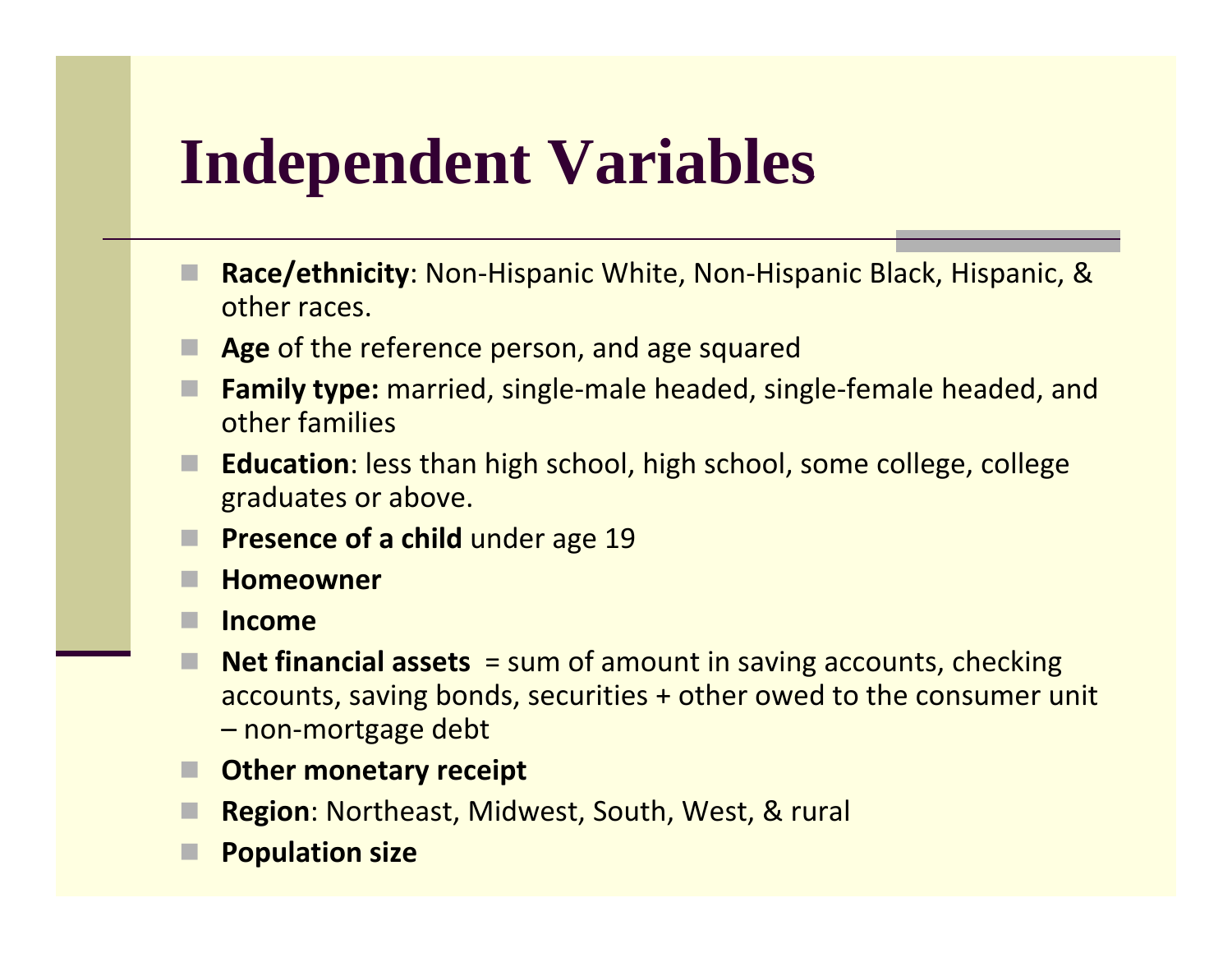# Independent Variables

- **Race/ethnicity**: Non-Hispanic White, Non-Hispanic Black, Hispanic, & other races.
- **Age** of the reference person, and age squared
- **Family type:** married, single-male headed, single-female headed, and other families
- **Education**: less than high school, high school, some college, college graduates or above.
- **Presence of a child** under age 19
- **Homeowner**
- **Income**
- **Net financial assets** = sum of amount in saving accounts, checking accounts, saving bonds, securities + other owed to the consumer unit – non-mortgage debt
- **Other monetary receipt**
- **Region**: Northeast, Midwest, South, West, & rural
- **Population size**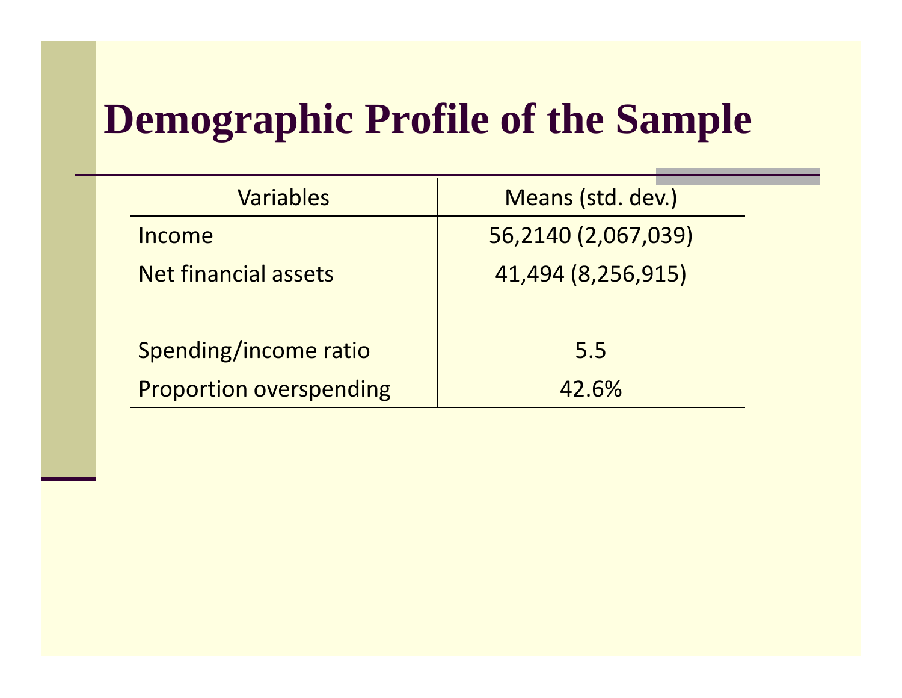# Demographic Profile of the Sample

| Variables | Means (std. dev.) |
|---|---|
| Income | 56,2140 (2,067,039) |
| Net financial assets | 41,494 (8,256,915) |
| | |
| Spending/income ratio | 5.5 |
| Proportion overspending | 42.6% |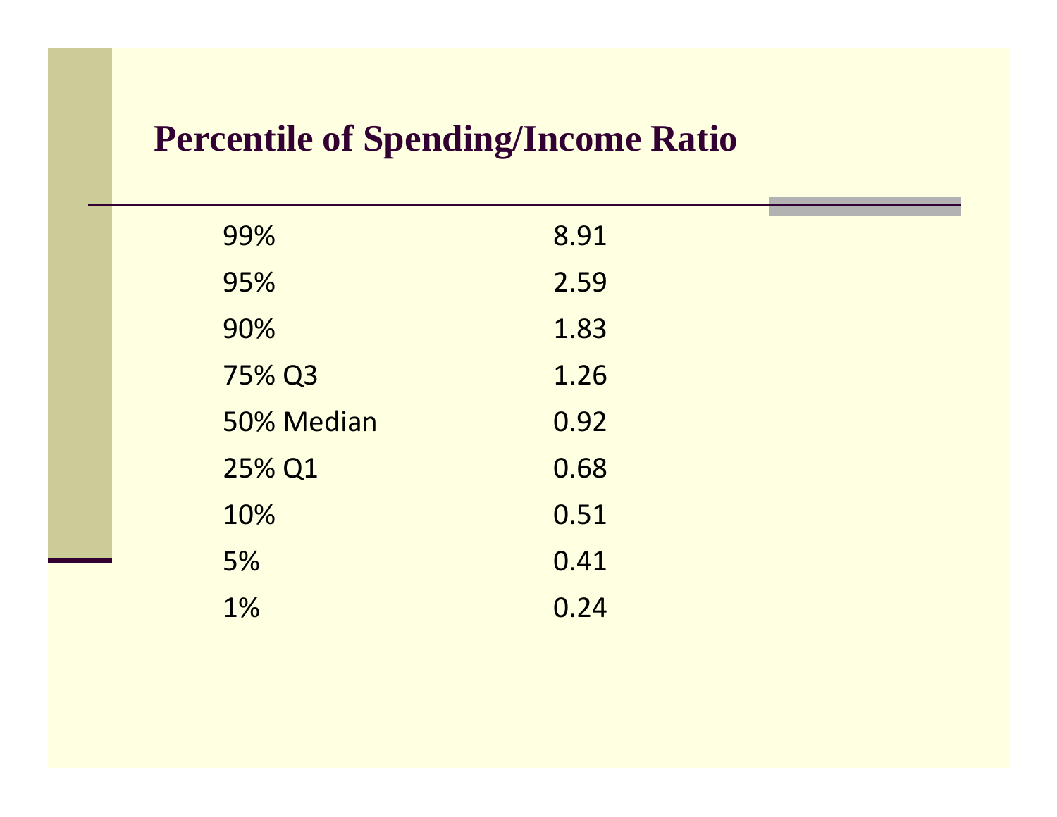# Percentile of Spending/Income Ratio

| Percentile | Ratio |
|---|---|
| 99% | 8.91 |
| 95% | 2.59 |
| 90% | 1.83 |
| 75% Q3 | 1.26 |
| 50% Median | 0.92 |
| 25% Q1 | 0.68 |
| 10% | 0.51 |
| 5% | 0.41 |
| 1% | 0.24 |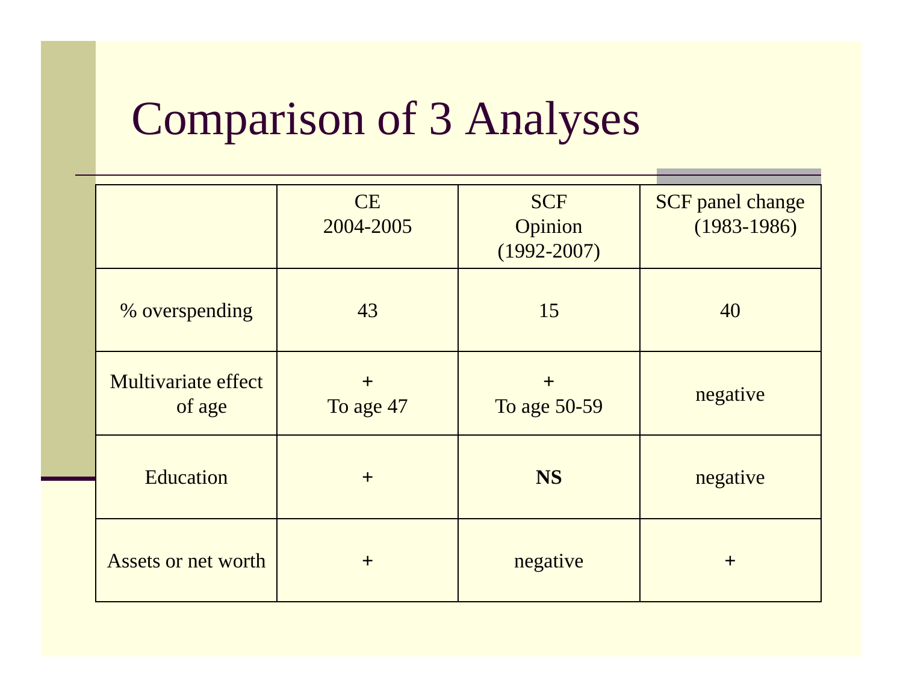# Comparison of 3 Analyses

| | CE 2004-2005 | SCF Opinion (1992-2007) | SCF panel change (1983-1986) |
|---|---|---|---|
| % overspending | 43 | 15 | 40 |
| Multivariate effect of age | + To age 47 | + To age 50-59 | negative |
| Education | + | **NS** | negative |
| Assets or net worth | + | negative | + |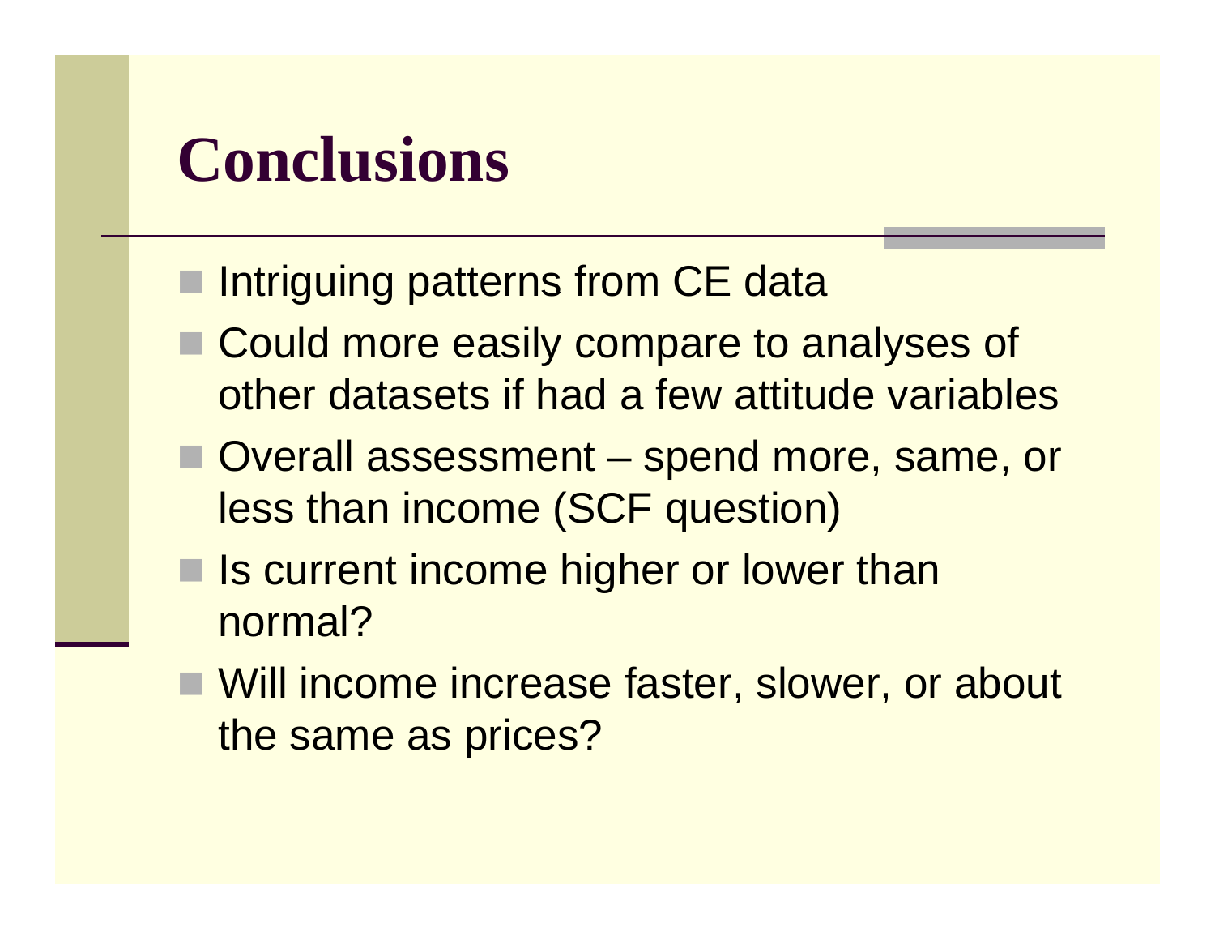# Conclusions

- Intriguing patterns from CE data
- Could more easily compare to analyses of other datasets if had a few attitude variables
- Overall assessment – spend more, same, or less than income (SCF question)
- Is current income higher or lower than normal?
- Will income increase faster, slower, or about the same as prices?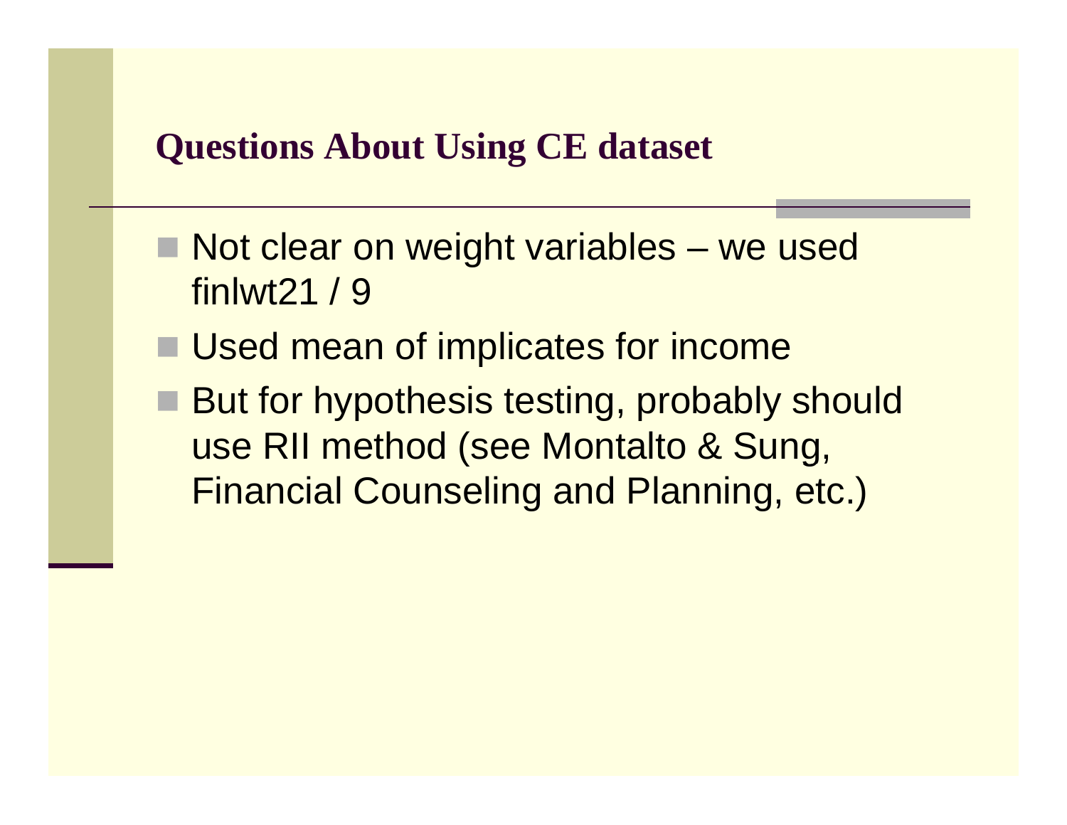## Questions About Using CE dataset

- Not clear on weight variables – we used finlwt21 / 9
- Used mean of implicates for income
- But for hypothesis testing, probably should use RII method (see Montalto & Sung, Financial Counseling and Planning, etc.)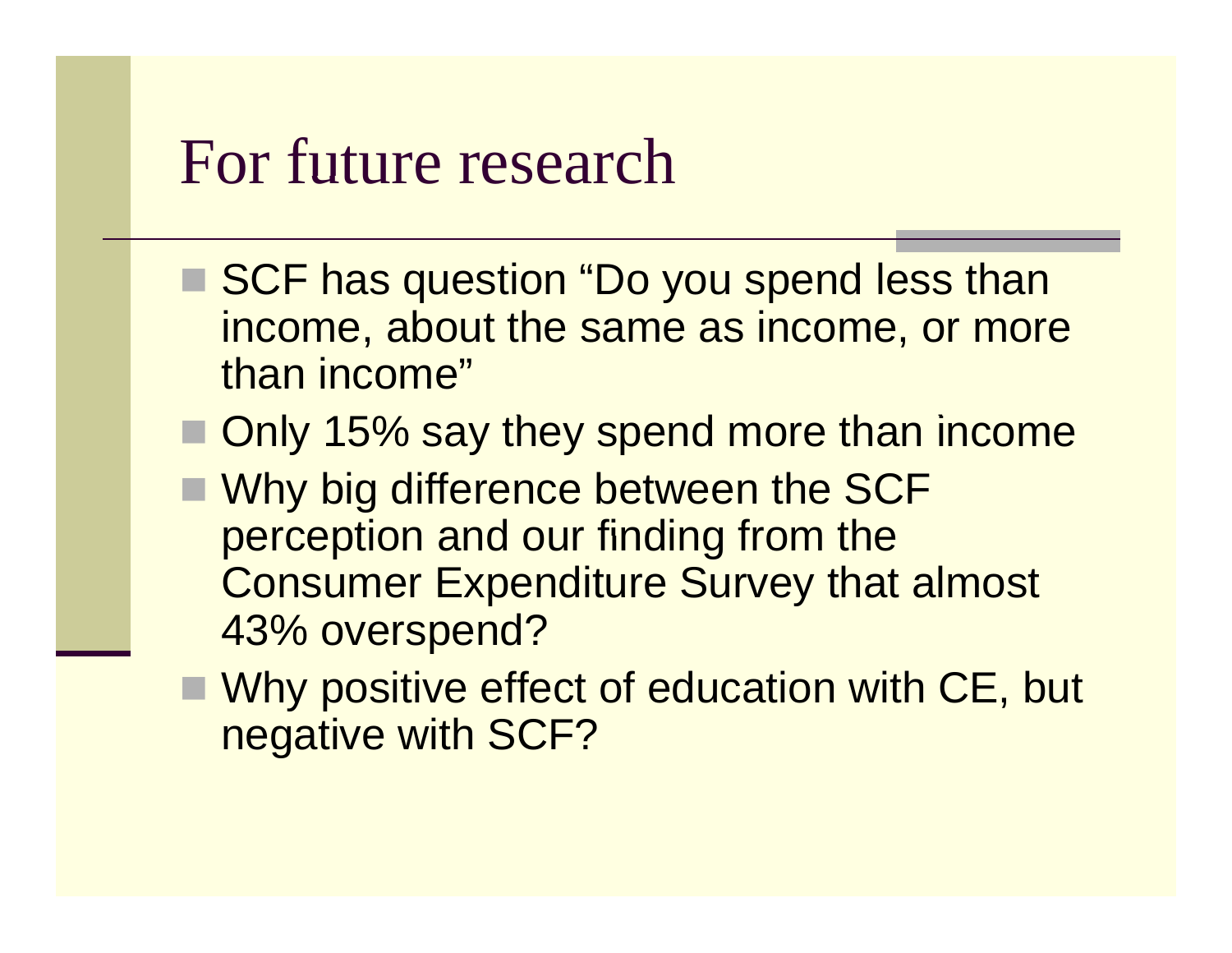# For future research

- SCF has question "Do you spend less than income, about the same as income, or more than income"
- Only 15% say they spend more than income
- Why big difference between the SCF perception and our finding from the Consumer Expenditure Survey that almost 43% overspend?
- Why positive effect of education with CE, but negative with SCF?